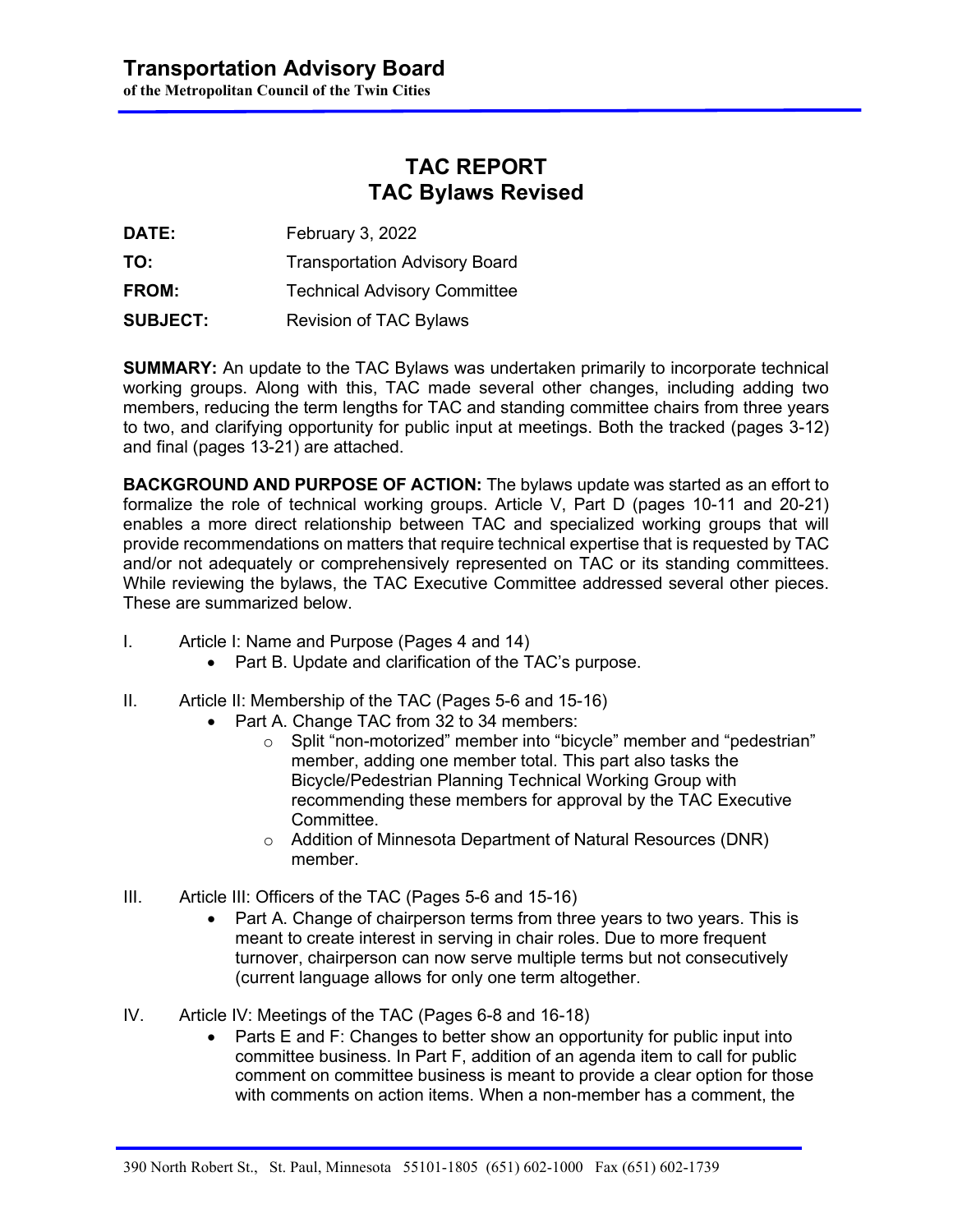# Transportation Advisory Board

**of the Metropolitan Council of the Twin Cities**

## TAC REPORT
## TAC Bylaws Revised

**DATE:** February 3, 2022

**TO:** Transportation Advisory Board

**FROM:** Technical Advisory Committee

**SUBJECT:** Revision of TAC Bylaws

**SUMMARY:** An update to the TAC Bylaws was undertaken primarily to incorporate technical working groups. Along with this, TAC made several other changes, including adding two members, reducing the term lengths for TAC and standing committee chairs from three years to two, and clarifying opportunity for public input at meetings. Both the tracked (pages 3-12) and final (pages 13-21) are attached.

**BACKGROUND AND PURPOSE OF ACTION:** The bylaws update was started as an effort to formalize the role of technical working groups. Article V, Part D (pages 10-11 and 20-21) enables a more direct relationship between TAC and specialized working groups that will provide recommendations on matters that require technical expertise that is requested by TAC and/or not adequately or comprehensively represented on TAC or its standing committees. While reviewing the bylaws, the TAC Executive Committee addressed several other pieces. These are summarized below.

I. Article I: Name and Purpose (Pages 4 and 14)
   - Part B. Update and clarification of the TAC's purpose.

II. Article II: Membership of the TAC (Pages 5-6 and 15-16)
   - Part A. Change TAC from 32 to 34 members:
     - Split "non-motorized" member into "bicycle" member and "pedestrian" member, adding one member total. This part also tasks the Bicycle/Pedestrian Planning Technical Working Group with recommending these members for approval by the TAC Executive Committee.
     - Addition of Minnesota Department of Natural Resources (DNR) member.

III. Article III: Officers of the TAC (Pages 5-6 and 15-16)
   - Part A. Change of chairperson terms from three years to two years. This is meant to create interest in serving in chair roles. Due to more frequent turnover, chairperson can now serve multiple terms but not consecutively (current language allows for only one term altogether.

IV. Article IV: Meetings of the TAC (Pages 6-8 and 16-18)
   - Parts E and F: Changes to better show an opportunity for public input into committee business. In Part F, addition of an agenda item to call for public comment on committee business is meant to provide a clear option for those with comments on action items. When a non-member has a comment, the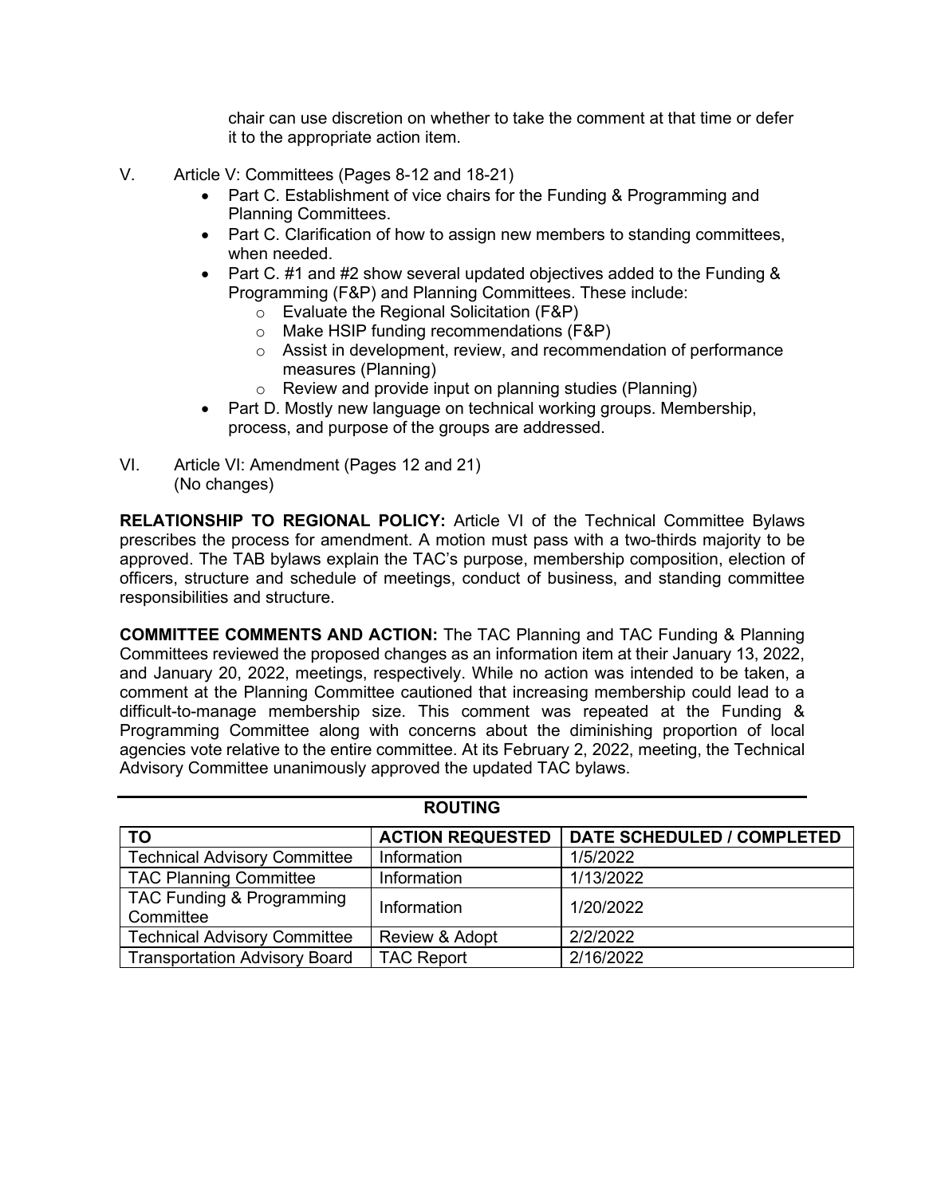chair can use discretion on whether to take the comment at that time or defer it to the appropriate action item.

V. Article V: Committees (Pages 8-12 and 18-21)
   - Part C. Establishment of vice chairs for the Funding & Programming and Planning Committees.
   - Part C. Clarification of how to assign new members to standing committees, when needed.
   - Part C. #1 and #2 show several updated objectives added to the Funding & Programming (F&P) and Planning Committees. These include:
     - Evaluate the Regional Solicitation (F&P)
     - Make HSIP funding recommendations (F&P)
     - Assist in development, review, and recommendation of performance measures (Planning)
     - Review and provide input on planning studies (Planning)
   - Part D. Mostly new language on technical working groups. Membership, process, and purpose of the groups are addressed.

VI. Article VI: Amendment (Pages 12 and 21)
   (No changes)

**RELATIONSHIP TO REGIONAL POLICY:** Article VI of the Technical Committee Bylaws prescribes the process for amendment. A motion must pass with a two-thirds majority to be approved. The TAB bylaws explain the TAC's purpose, membership composition, election of officers, structure and schedule of meetings, conduct of business, and standing committee responsibilities and structure.

**COMMITTEE COMMENTS AND ACTION:** The TAC Planning and TAC Funding & Planning Committees reviewed the proposed changes as an information item at their January 13, 2022, and January 20, 2022, meetings, respectively. While no action was intended to be taken, a comment at the Planning Committee cautioned that increasing membership could lead to a difficult-to-manage membership size. This comment was repeated at the Funding & Programming Committee along with concerns about the diminishing proportion of local agencies vote relative to the entire committee. At its February 2, 2022, meeting, the Technical Advisory Committee unanimously approved the updated TAC bylaws.

**ROUTING**

| TO | ACTION REQUESTED | DATE SCHEDULED / COMPLETED |
|---|---|---|
| Technical Advisory Committee | Information | 1/5/2022 |
| TAC Planning Committee | Information | 1/13/2022 |
| TAC Funding & Programming Committee | Information | 1/20/2022 |
| Technical Advisory Committee | Review & Adopt | 2/2/2022 |
| Transportation Advisory Board | TAC Report | 2/16/2022 |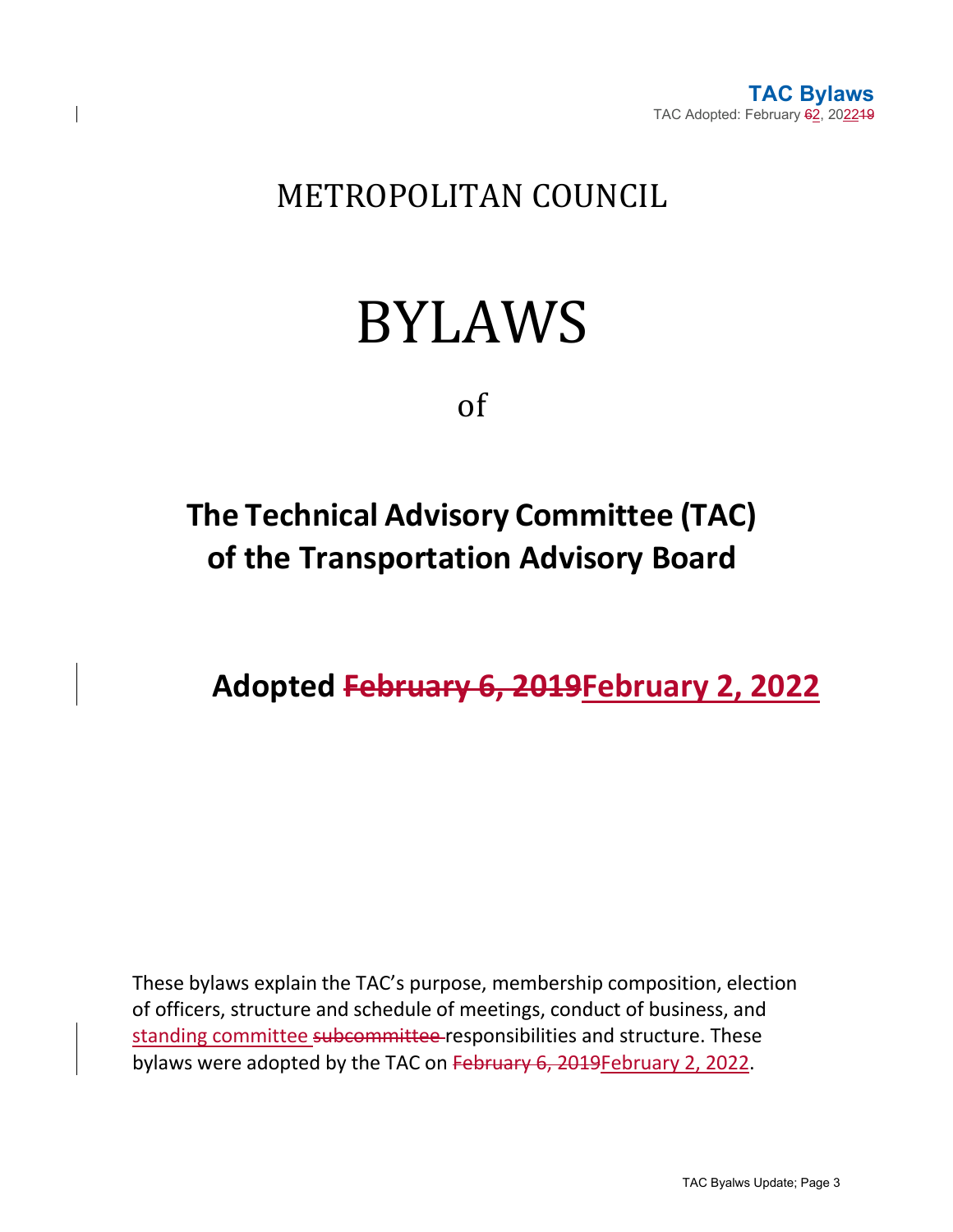# METROPOLITAN COUNCIL

# BYLAWS

of

## The Technical Advisory Committee (TAC) of the Transportation Advisory Board

## Adopted ~~February 6, 2019~~February 2, 2022

These bylaws explain the TAC's purpose, membership composition, election of officers, structure and schedule of meetings, conduct of business, and standing committee ~~subcommittee~~ responsibilities and structure. These bylaws were adopted by the TAC on ~~February 6, 2019~~February 2, 2022.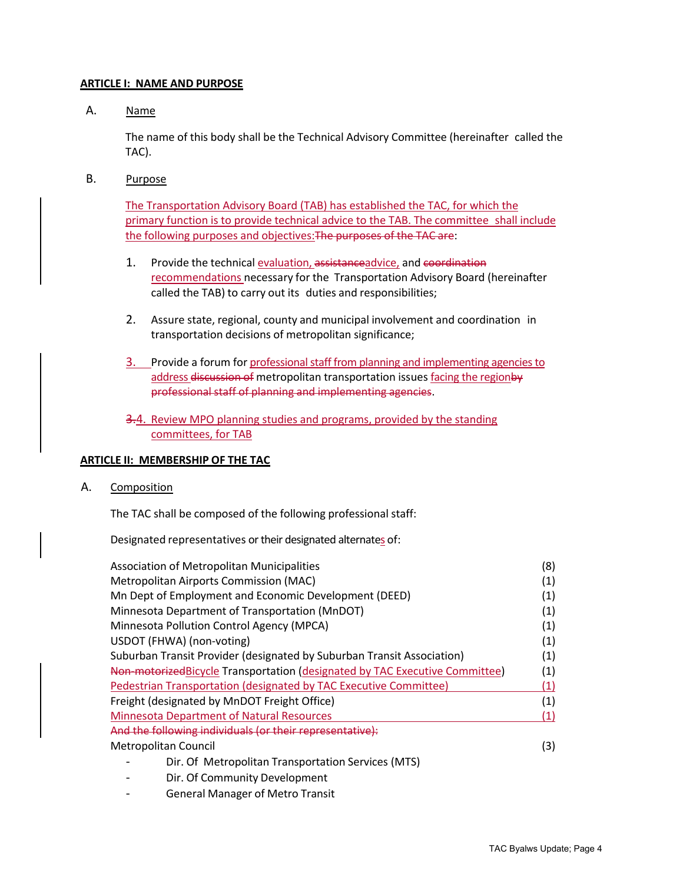**ARTICLE I: NAME AND PURPOSE**

A. Name

The name of this body shall be the Technical Advisory Committee (hereinafter called the TAC).

B. Purpose

The Transportation Advisory Board (TAB) has established the TAC, for which the primary function is to provide technical advice to the TAB. The committee shall include the following purposes and objectives:~~The purposes of the TAC are~~:

1. Provide the technical evaluation, ~~assistance~~advice, and ~~coordination~~ recommendations necessary for the Transportation Advisory Board (hereinafter called the TAB) to carry out its duties and responsibilities;

2. Assure state, regional, county and municipal involvement and coordination in transportation decisions of metropolitan significance;

3. Provide a forum for professional staff from planning and implementing agencies to address ~~discussion of~~ metropolitan transportation issues facing the region~~by professional staff of planning and implementing agencies~~.

~~3.~~4. Review MPO planning studies and programs, provided by the standing committees, for TAB

**ARTICLE II: MEMBERSHIP OF THE TAC**

A. Composition

The TAC shall be composed of the following professional staff:

Designated representatives or their designated alternates of:

| | |
|---|---|
| Association of Metropolitan Municipalities | (8) |
| Metropolitan Airports Commission (MAC) | (1) |
| Mn Dept of Employment and Economic Development (DEED) | (1) |
| Minnesota Department of Transportation (MnDOT) | (1) |
| Minnesota Pollution Control Agency (MPCA) | (1) |
| USDOT (FHWA) (non-voting) | (1) |
| Suburban Transit Provider (designated by Suburban Transit Association) | (1) |
| ~~Non-motorized~~Bicycle Transportation (designated by TAC Executive Committee) | (1) |
| Pedestrian Transportation (designated by TAC Executive Committee) | (1) |
| Freight (designated by MnDOT Freight Office) | (1) |
| Minnesota Department of Natural Resources | (1) |
| ~~And the following individuals (or their representative):~~ | |
| Metropolitan Council | (3) |

- Dir. Of Metropolitan Transportation Services (MTS)
- Dir. Of Community Development
- General Manager of Metro Transit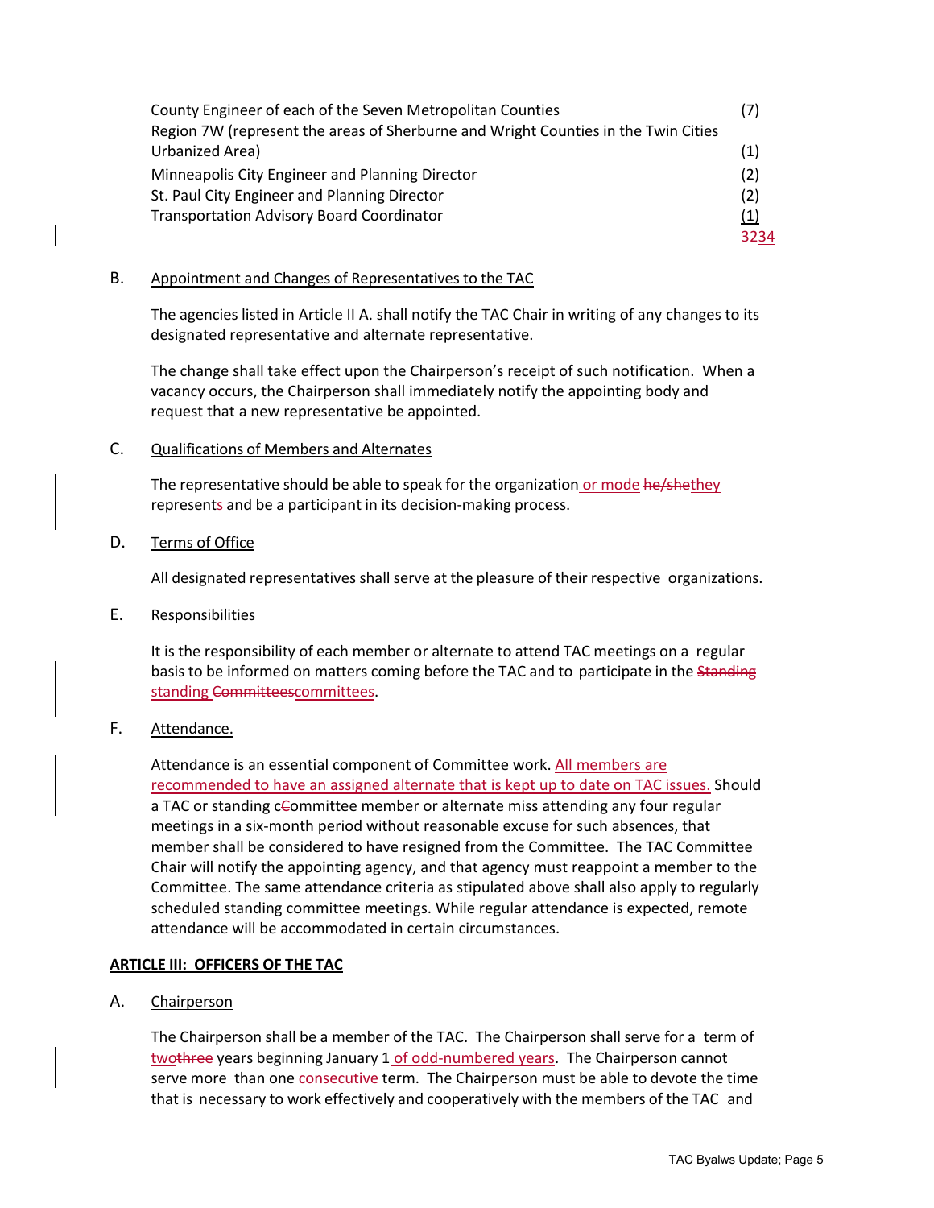| | |
|---|---|
| County Engineer of each of the Seven Metropolitan Counties | (7) |
| Region 7W (represent the areas of Sherburne and Wright Counties in the Twin Cities Urbanized Area) | (1) |
| Minneapolis City Engineer and Planning Director | (2) |
| St. Paul City Engineer and Planning Director | (2) |
| Transportation Advisory Board Coordinator | (1) |
| | ~~32~~34 |

B. Appointment and Changes of Representatives to the TAC

The agencies listed in Article II A. shall notify the TAC Chair in writing of any changes to its designated representative and alternate representative.

The change shall take effect upon the Chairperson's receipt of such notification. When a vacancy occurs, the Chairperson shall immediately notify the appointing body and request that a new representative be appointed.

C. Qualifications of Members and Alternates

The representative should be able to speak for the organization or mode ~~he/she~~they represent~~s~~ and be a participant in its decision-making process.

D. Terms of Office

All designated representatives shall serve at the pleasure of their respective organizations.

E. Responsibilities

It is the responsibility of each member or alternate to attend TAC meetings on a regular basis to be informed on matters coming before the TAC and to participate in the ~~Standing~~ standing ~~Committees~~committees.

F. Attendance.

Attendance is an essential component of Committee work. All members are recommended to have an assigned alternate that is kept up to date on TAC issues. Should a TAC or standing c~~C~~ommittee member or alternate miss attending any four regular meetings in a six-month period without reasonable excuse for such absences, that member shall be considered to have resigned from the Committee. The TAC Committee Chair will notify the appointing agency, and that agency must reappoint a member to the Committee. The same attendance criteria as stipulated above shall also apply to regularly scheduled standing committee meetings. While regular attendance is expected, remote attendance will be accommodated in certain circumstances.

**ARTICLE III: OFFICERS OF THE TAC**

A. Chairperson

The Chairperson shall be a member of the TAC. The Chairperson shall serve for a term of two~~three~~ years beginning January 1 of odd-numbered years. The Chairperson cannot serve more than one consecutive term. The Chairperson must be able to devote the time that is necessary to work effectively and cooperatively with the members of the TAC and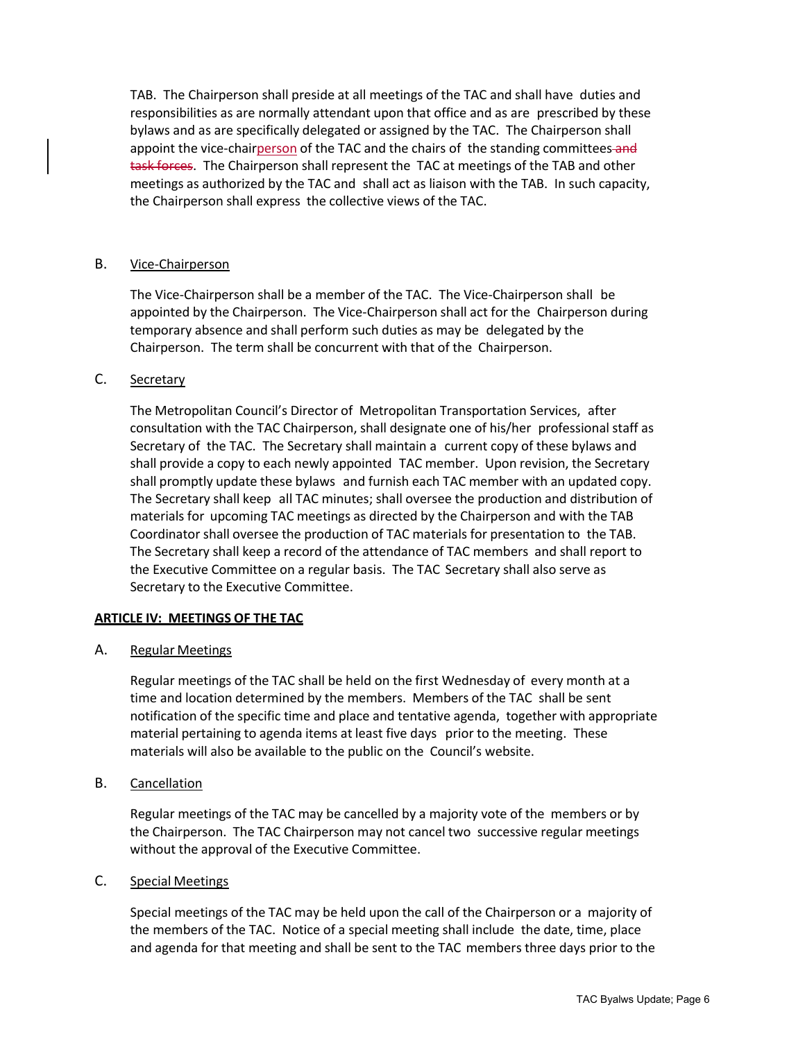TAB. The Chairperson shall preside at all meetings of the TAC and shall have duties and responsibilities as are normally attendant upon that office and as are prescribed by these bylaws and as are specifically delegated or assigned by the TAC. The Chairperson shall appoint the vice-chairperson of the TAC and the chairs of the standing committees ~~and task forces~~. The Chairperson shall represent the TAC at meetings of the TAB and other meetings as authorized by the TAC and shall act as liaison with the TAB. In such capacity, the Chairperson shall express the collective views of the TAC.

B. Vice-Chairperson

The Vice-Chairperson shall be a member of the TAC. The Vice-Chairperson shall be appointed by the Chairperson. The Vice-Chairperson shall act for the Chairperson during temporary absence and shall perform such duties as may be delegated by the Chairperson. The term shall be concurrent with that of the Chairperson.

C. Secretary

The Metropolitan Council's Director of Metropolitan Transportation Services, after consultation with the TAC Chairperson, shall designate one of his/her professional staff as Secretary of the TAC. The Secretary shall maintain a current copy of these bylaws and shall provide a copy to each newly appointed TAC member. Upon revision, the Secretary shall promptly update these bylaws and furnish each TAC member with an updated copy. The Secretary shall keep all TAC minutes; shall oversee the production and distribution of materials for upcoming TAC meetings as directed by the Chairperson and with the TAB Coordinator shall oversee the production of TAC materials for presentation to the TAB. The Secretary shall keep a record of the attendance of TAC members and shall report to the Executive Committee on a regular basis. The TAC Secretary shall also serve as Secretary to the Executive Committee.

## ARTICLE IV: MEETINGS OF THE TAC

A. Regular Meetings

Regular meetings of the TAC shall be held on the first Wednesday of every month at a time and location determined by the members. Members of the TAC shall be sent notification of the specific time and place and tentative agenda, together with appropriate material pertaining to agenda items at least five days prior to the meeting. These materials will also be available to the public on the Council's website.

B. Cancellation

Regular meetings of the TAC may be cancelled by a majority vote of the members or by the Chairperson. The TAC Chairperson may not cancel two successive regular meetings without the approval of the Executive Committee.

C. Special Meetings

Special meetings of the TAC may be held upon the call of the Chairperson or a majority of the members of the TAC. Notice of a special meeting shall include the date, time, place and agenda for that meeting and shall be sent to the TAC members three days prior to the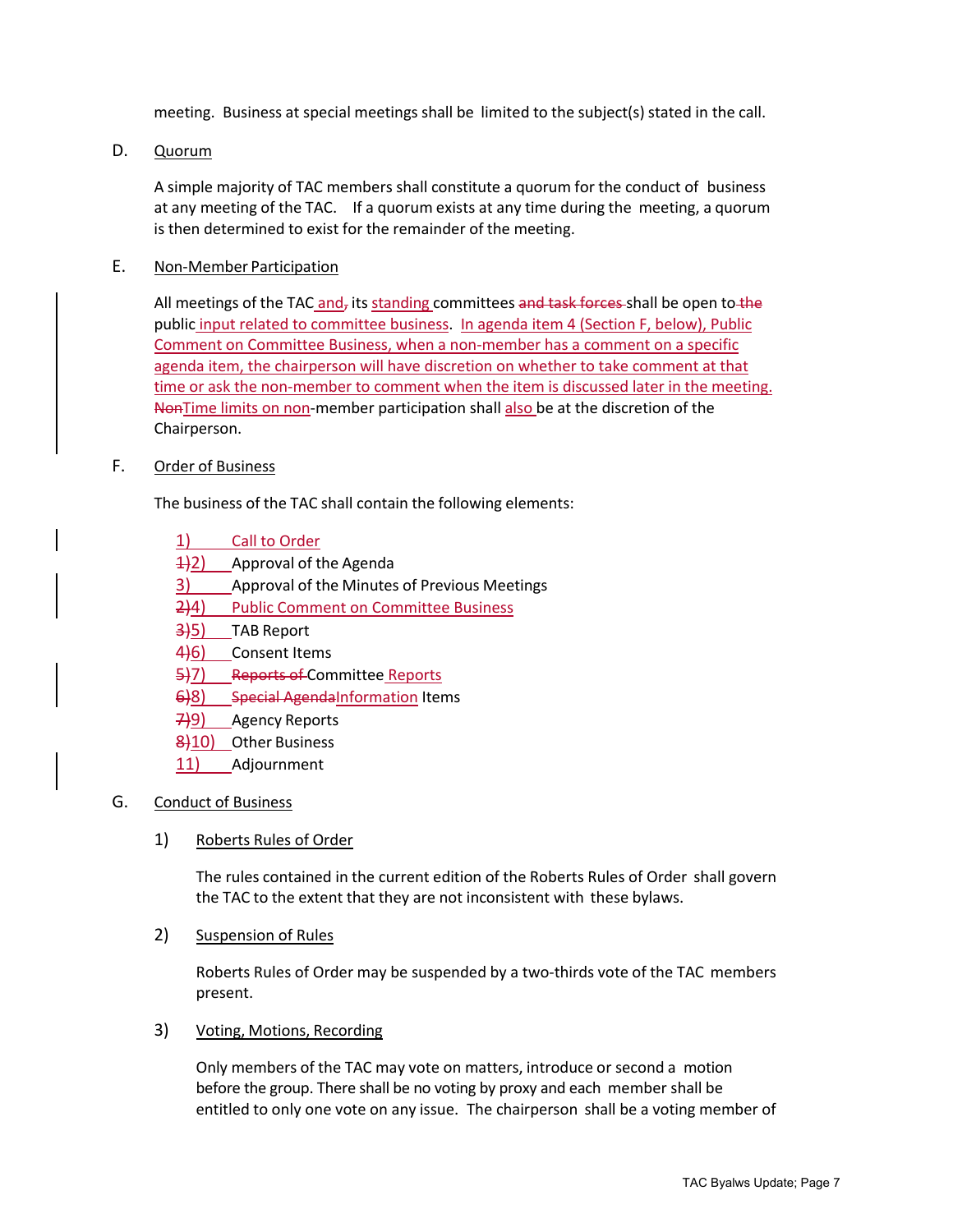meeting. Business at special meetings shall be limited to the subject(s) stated in the call.

D. Quorum

A simple majority of TAC members shall constitute a quorum for the conduct of business at any meeting of the TAC. If a quorum exists at any time during the meeting, a quorum is then determined to exist for the remainder of the meeting.

E. Non-Member Participation

All meetings of the TAC and, its standing committees and task forces shall be open to the public input related to committee business. In agenda item 4 (Section F, below), Public Comment on Committee Business, when a non-member has a comment on a specific agenda item, the chairperson will have discretion on whether to take comment at that time or ask the non-member to comment when the item is discussed later in the meeting. NonTime limits on non-member participation shall also be at the discretion of the Chairperson.

F. Order of Business

The business of the TAC shall contain the following elements:

1) Call to Order
1)2) Approval of the Agenda
3) Approval of the Minutes of Previous Meetings
2)4) Public Comment on Committee Business
3)5) TAB Report
4)6) Consent Items
5)7) Reports of Committee Reports
6)8) Special AgendaInformation Items
7)9) Agency Reports
8)10) Other Business
11) Adjournment

G. Conduct of Business

1) Roberts Rules of Order

The rules contained in the current edition of the Roberts Rules of Order shall govern the TAC to the extent that they are not inconsistent with these bylaws.

2) Suspension of Rules

Roberts Rules of Order may be suspended by a two-thirds vote of the TAC members present.

3) Voting, Motions, Recording

Only members of the TAC may vote on matters, introduce or second a motion before the group. There shall be no voting by proxy and each member shall be entitled to only one vote on any issue. The chairperson shall be a voting member of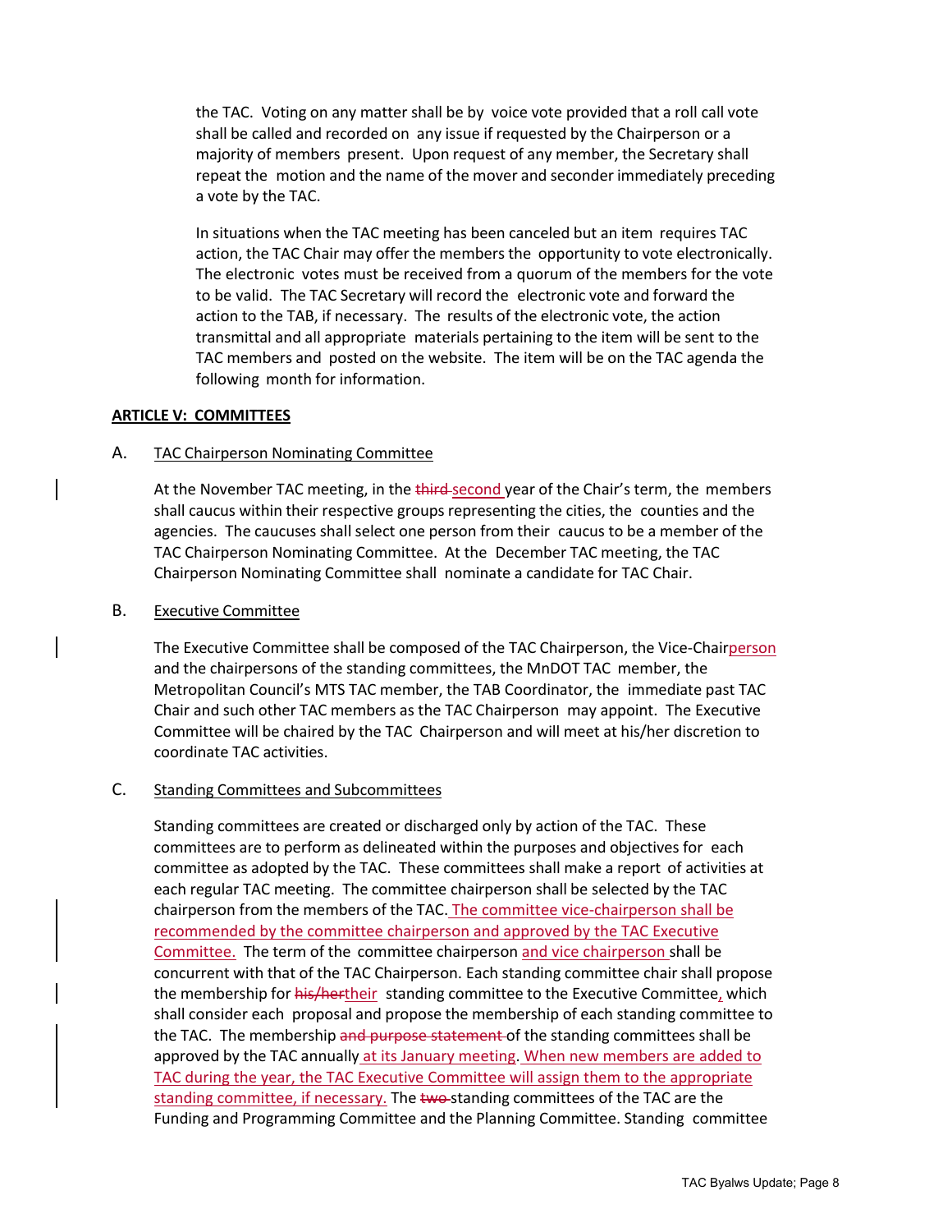the TAC. Voting on any matter shall be by voice vote provided that a roll call vote shall be called and recorded on any issue if requested by the Chairperson or a majority of members present. Upon request of any member, the Secretary shall repeat the motion and the name of the mover and seconder immediately preceding a vote by the TAC.

In situations when the TAC meeting has been canceled but an item requires TAC action, the TAC Chair may offer the members the opportunity to vote electronically. The electronic votes must be received from a quorum of the members for the vote to be valid. The TAC Secretary will record the electronic vote and forward the action to the TAB, if necessary. The results of the electronic vote, the action transmittal and all appropriate materials pertaining to the item will be sent to the TAC members and posted on the website. The item will be on the TAC agenda the following month for information.

**ARTICLE V: COMMITTEES**

A. TAC Chairperson Nominating Committee

At the November TAC meeting, in the ~~third~~ second year of the Chair's term, the members shall caucus within their respective groups representing the cities, the counties and the agencies. The caucuses shall select one person from their caucus to be a member of the TAC Chairperson Nominating Committee. At the December TAC meeting, the TAC Chairperson Nominating Committee shall nominate a candidate for TAC Chair.

B. Executive Committee

The Executive Committee shall be composed of the TAC Chairperson, the Vice-Chairperson and the chairpersons of the standing committees, the MnDOT TAC member, the Metropolitan Council's MTS TAC member, the TAB Coordinator, the immediate past TAC Chair and such other TAC members as the TAC Chairperson may appoint. The Executive Committee will be chaired by the TAC Chairperson and will meet at his/her discretion to coordinate TAC activities.

C. Standing Committees and Subcommittees

Standing committees are created or discharged only by action of the TAC. These committees are to perform as delineated within the purposes and objectives for each committee as adopted by the TAC. These committees shall make a report of activities at each regular TAC meeting. The committee chairperson shall be selected by the TAC chairperson from the members of the TAC. The committee vice-chairperson shall be recommended by the committee chairperson and approved by the TAC Executive Committee. The term of the committee chairperson and vice chairperson shall be concurrent with that of the TAC Chairperson. Each standing committee chair shall propose the membership for ~~his/her~~their standing committee to the Executive Committee, which shall consider each proposal and propose the membership of each standing committee to the TAC. The membership ~~and purpose statement~~ of the standing committees shall be approved by the TAC annually at its January meeting. When new members are added to TAC during the year, the TAC Executive Committee will assign them to the appropriate standing committee, if necessary. The ~~two~~ standing committees of the TAC are the Funding and Programming Committee and the Planning Committee. Standing committee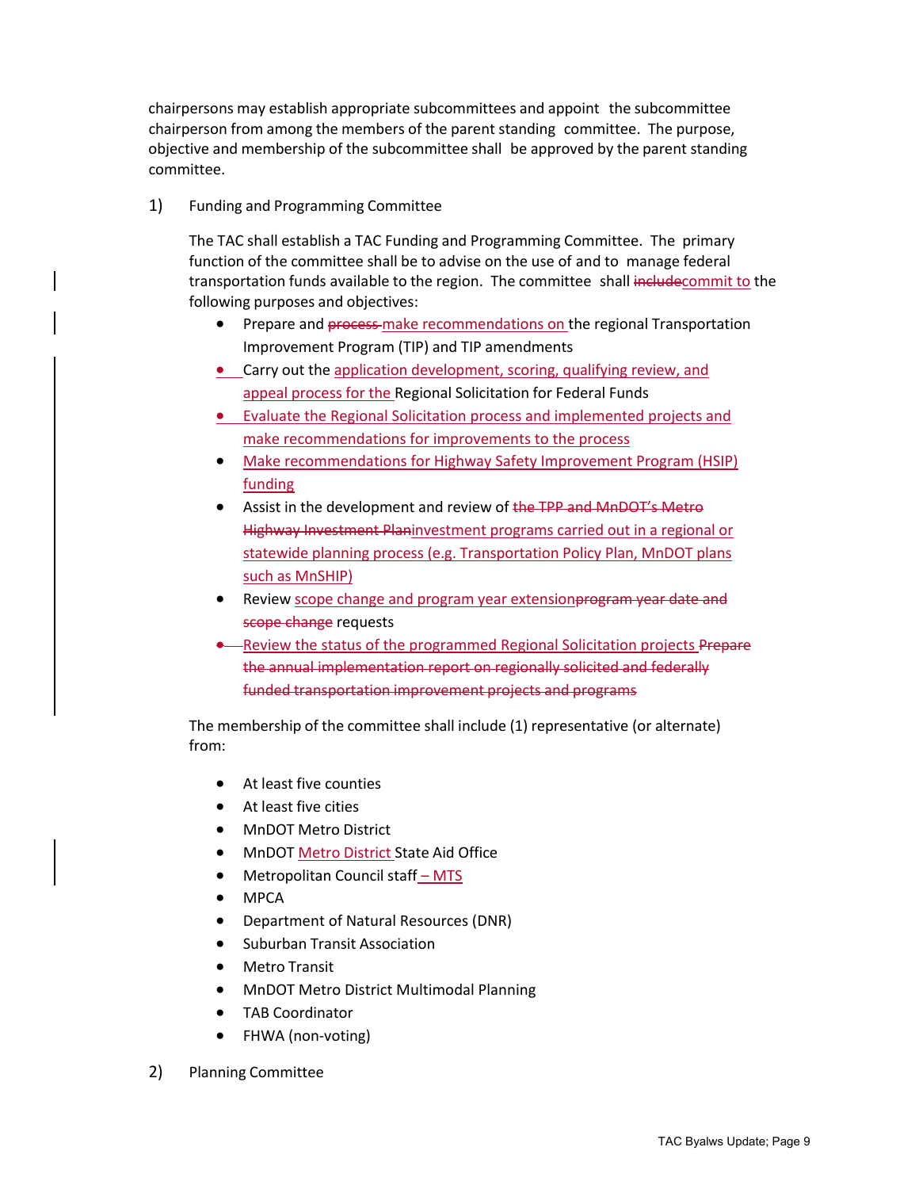chairpersons may establish appropriate subcommittees and appoint the subcommittee chairperson from among the members of the parent standing committee. The purpose, objective and membership of the subcommittee shall be approved by the parent standing committee.

1) Funding and Programming Committee

The TAC shall establish a TAC Funding and Programming Committee. The primary function of the committee shall be to advise on the use of and to manage federal transportation funds available to the region. The committee shall ~~include~~commit to the following purposes and objectives:

- Prepare and ~~process~~ make recommendations on the regional Transportation Improvement Program (TIP) and TIP amendments
- Carry out the application development, scoring, qualifying review, and appeal process for the Regional Solicitation for Federal Funds
- Evaluate the Regional Solicitation process and implemented projects and make recommendations for improvements to the process
- Make recommendations for Highway Safety Improvement Program (HSIP) funding
- Assist in the development and review of ~~the TPP and MnDOT's Metro Highway Investment Plan~~investment programs carried out in a regional or statewide planning process (e.g. Transportation Policy Plan, MnDOT plans such as MnSHIP)
- Review scope change and program year extension~~program year date and scope change~~ requests
- Review the status of the programmed Regional Solicitation projects ~~Prepare the annual implementation report on regionally solicited and federally funded transportation improvement projects and programs~~

The membership of the committee shall include (1) representative (or alternate) from:

- At least five counties
- At least five cities
- MnDOT Metro District
- MnDOT Metro District State Aid Office
- Metropolitan Council staff – MTS
- MPCA
- Department of Natural Resources (DNR)
- Suburban Transit Association
- Metro Transit
- MnDOT Metro District Multimodal Planning
- TAB Coordinator
- FHWA (non-voting)

2) Planning Committee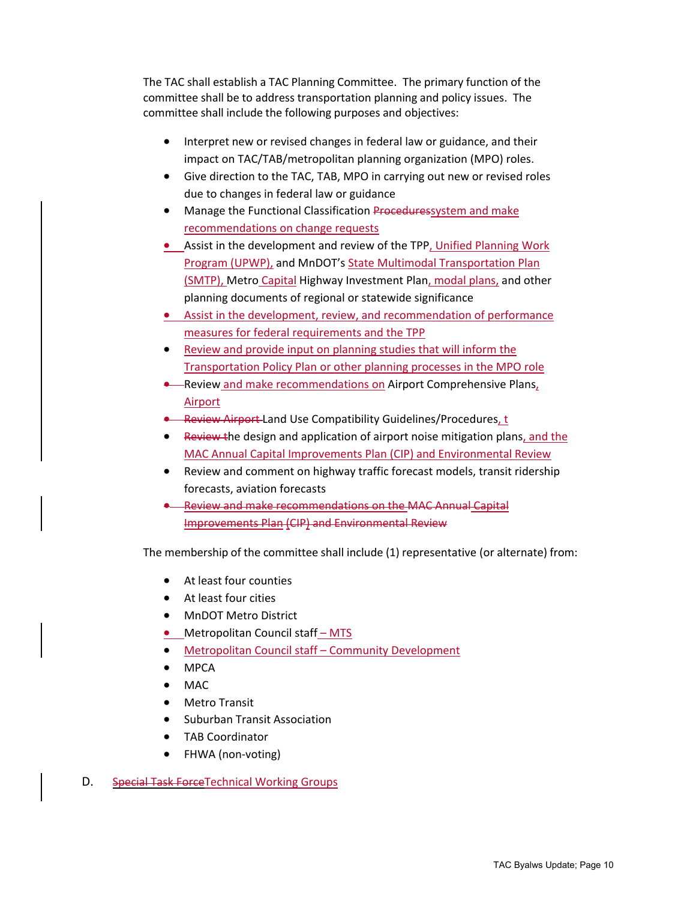The TAC shall establish a TAC Planning Committee. The primary function of the committee shall be to address transportation planning and policy issues. The committee shall include the following purposes and objectives:

- Interpret new or revised changes in federal law or guidance, and their impact on TAC/TAB/metropolitan planning organization (MPO) roles.
- Give direction to the TAC, TAB, MPO in carrying out new or revised roles due to changes in federal law or guidance
- Manage the Functional Classification ~~Procedures~~system and make recommendations on change requests
- Assist in the development and review of the TPP, Unified Planning Work Program (UPWP), and MnDOT's State Multimodal Transportation Plan (SMTP), Metro Capital Highway Investment Plan, modal plans, and other planning documents of regional or statewide significance
- Assist in the development, review, and recommendation of performance measures for federal requirements and the TPP
- Review and provide input on planning studies that will inform the Transportation Policy Plan or other planning processes in the MPO role
- Review and make recommendations on Airport Comprehensive Plans, Airport ~~Review Airport~~ Land Use Compatibility Guidelines/Procedures, t~~Review t~~he design and application of airport noise mitigation plans, and the MAC Annual Capital Improvements Plan (CIP) and Environmental Review
- Review and comment on highway traffic forecast models, transit ridership forecasts, aviation forecasts
- ~~Review and make recommendations on the MAC Annual Capital Improvements Plan (CIP) and Environmental Review~~

The membership of the committee shall include (1) representative (or alternate) from:

- At least four counties
- At least four cities
- MnDOT Metro District
- Metropolitan Council staff – MTS
- Metropolitan Council staff – Community Development
- MPCA
- MAC
- Metro Transit
- Suburban Transit Association
- TAB Coordinator
- FHWA (non-voting)

D. ~~Special Task Force~~Technical Working Groups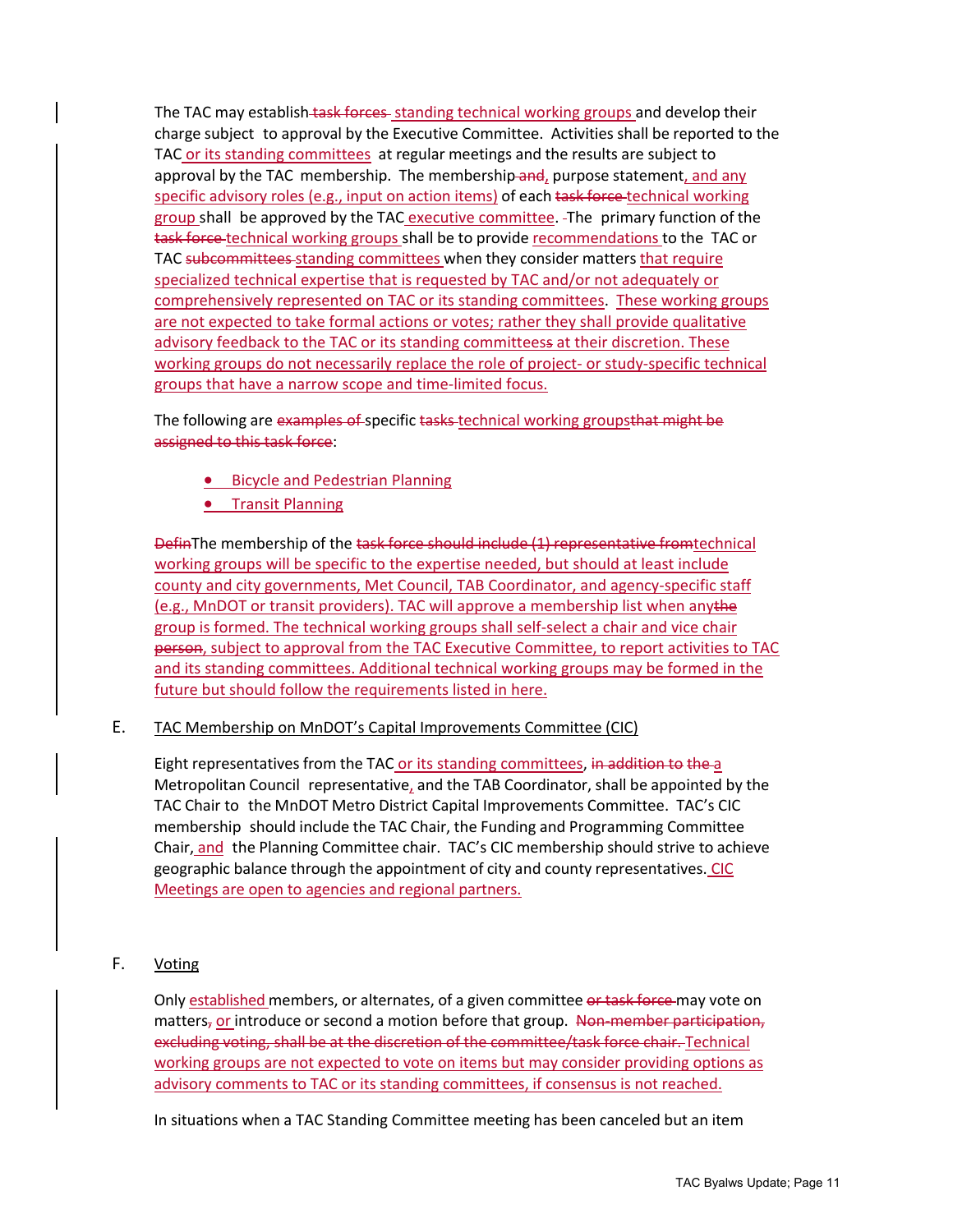The TAC may establish ~~task forces~~ standing technical working groups and develop their charge subject to approval by the Executive Committee. Activities shall be reported to the TAC or its standing committees at regular meetings and the results are subject to approval by the TAC membership. The membership ~~and~~, purpose statement, and any specific advisory roles (e.g., input on action items) of each ~~task force~~ technical working group shall be approved by the TAC executive committee. ~~-~~The primary function of the ~~task force~~ technical working groups shall be to provide recommendations to the TAC or TAC ~~subcommittees~~ standing committees when they consider matters that require specialized technical expertise that is requested by TAC and/or not adequately or comprehensively represented on TAC or its standing committees. These working groups are not expected to take formal actions or votes; rather they shall provide qualitative advisory feedback to the TAC or its standing committees~~s~~ at their discretion. These working groups do not necessarily replace the role of project- or study-specific technical groups that have a narrow scope and time-limited focus.

The following are ~~examples of~~ specific ~~tasks~~ technical working groups~~that might be assigned to this task force~~:

- Bicycle and Pedestrian Planning
- Transit Planning

~~Defin~~The membership of the ~~task force should include (1) representative from~~technical working groups will be specific to the expertise needed, but should at least include county and city governments, Met Council, TAB Coordinator, and agency-specific staff (e.g., MnDOT or transit providers). TAC will approve a membership list when any~~the~~ group is formed. The technical working groups shall self-select a chair and vice chair ~~person~~, subject to approval from the TAC Executive Committee, to report activities to TAC and its standing committees. Additional technical working groups may be formed in the future but should follow the requirements listed in here.

E. TAC Membership on MnDOT's Capital Improvements Committee (CIC)

Eight representatives from the TAC or its standing committees, ~~in addition to~~ ~~the~~ a Metropolitan Council representative, and the TAB Coordinator, shall be appointed by the TAC Chair to the MnDOT Metro District Capital Improvements Committee. TAC's CIC membership should include the TAC Chair, the Funding and Programming Committee Chair, and the Planning Committee chair. TAC's CIC membership should strive to achieve geographic balance through the appointment of city and county representatives. CIC Meetings are open to agencies and regional partners.

F. Voting

Only established members, or alternates, of a given committee ~~or task force~~ may vote on matters~~,~~ or introduce or second a motion before that group. ~~Non-member participation, excluding voting, shall be at the discretion of the committee/task force chair.~~ Technical working groups are not expected to vote on items but may consider providing options as advisory comments to TAC or its standing committees, if consensus is not reached.

In situations when a TAC Standing Committee meeting has been canceled but an item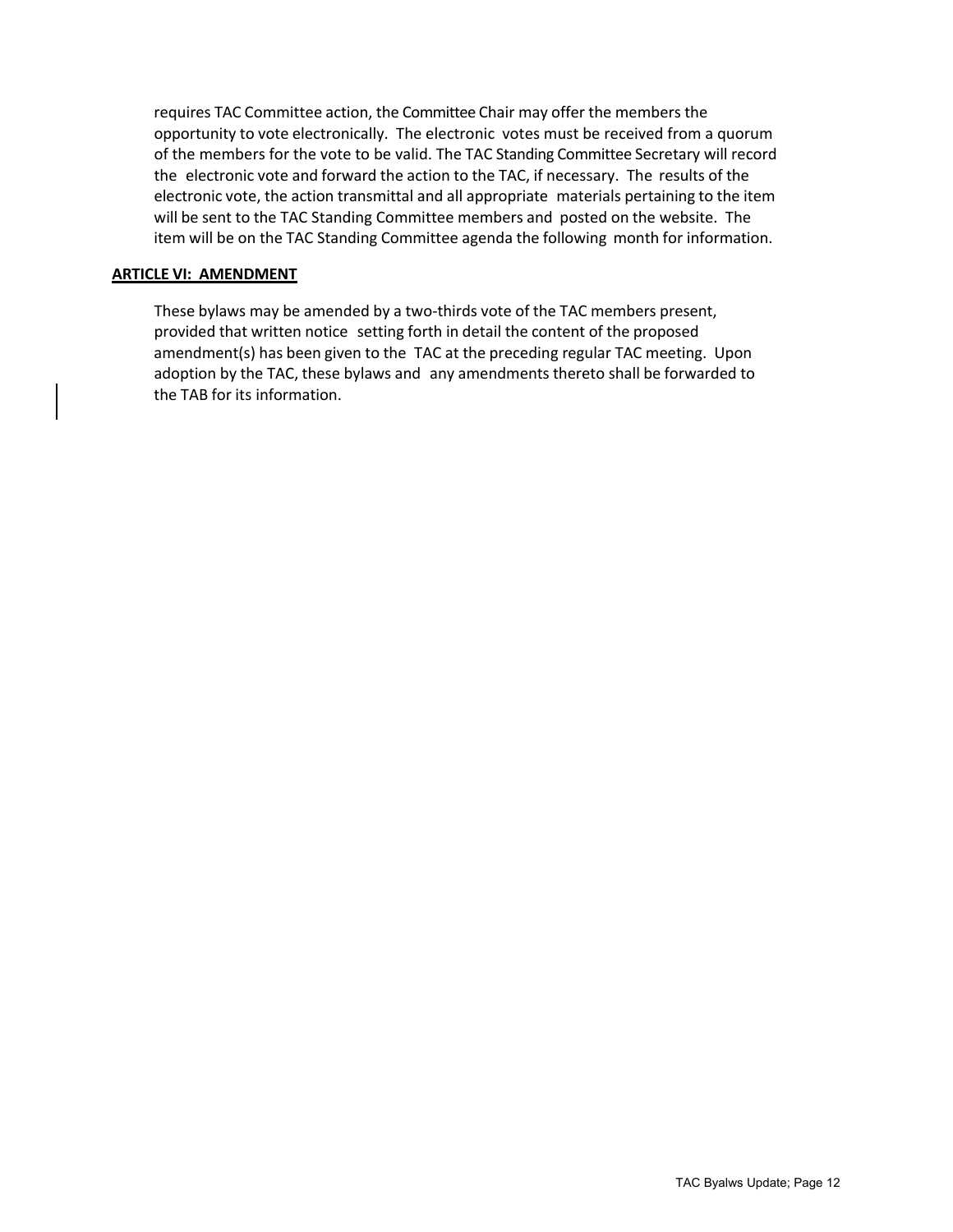requires TAC Committee action, the Committee Chair may offer the members the opportunity to vote electronically. The electronic votes must be received from a quorum of the members for the vote to be valid. The TAC Standing Committee Secretary will record the electronic vote and forward the action to the TAC, if necessary. The results of the electronic vote, the action transmittal and all appropriate materials pertaining to the item will be sent to the TAC Standing Committee members and posted on the website. The item will be on the TAC Standing Committee agenda the following month for information.

**ARTICLE VI: AMENDMENT**

These bylaws may be amended by a two-thirds vote of the TAC members present, provided that written notice setting forth in detail the content of the proposed amendment(s) has been given to the TAC at the preceding regular TAC meeting. Upon adoption by the TAC, these bylaws and any amendments thereto shall be forwarded to the TAB for its information.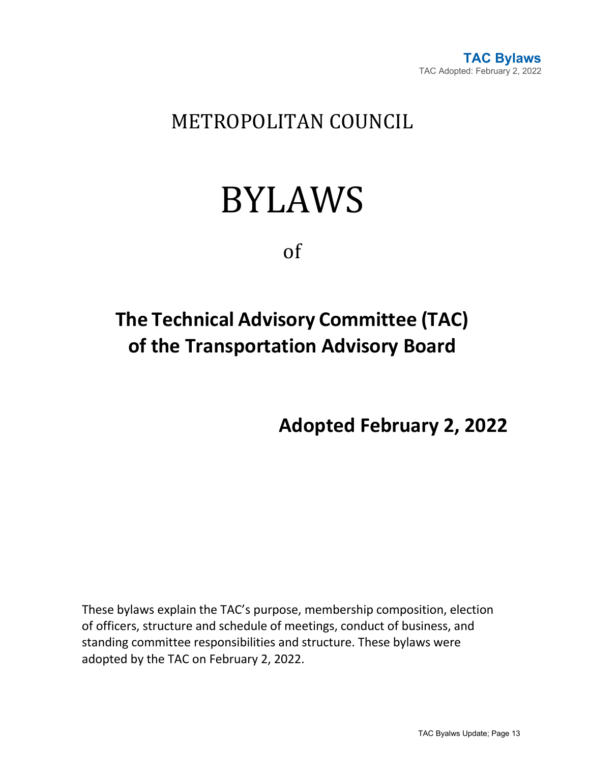# METROPOLITAN COUNCIL

# BYLAWS

of

## The Technical Advisory Committee (TAC) of the Transportation Advisory Board

**Adopted February 2, 2022**

These bylaws explain the TAC's purpose, membership composition, election of officers, structure and schedule of meetings, conduct of business, and standing committee responsibilities and structure. These bylaws were adopted by the TAC on February 2, 2022.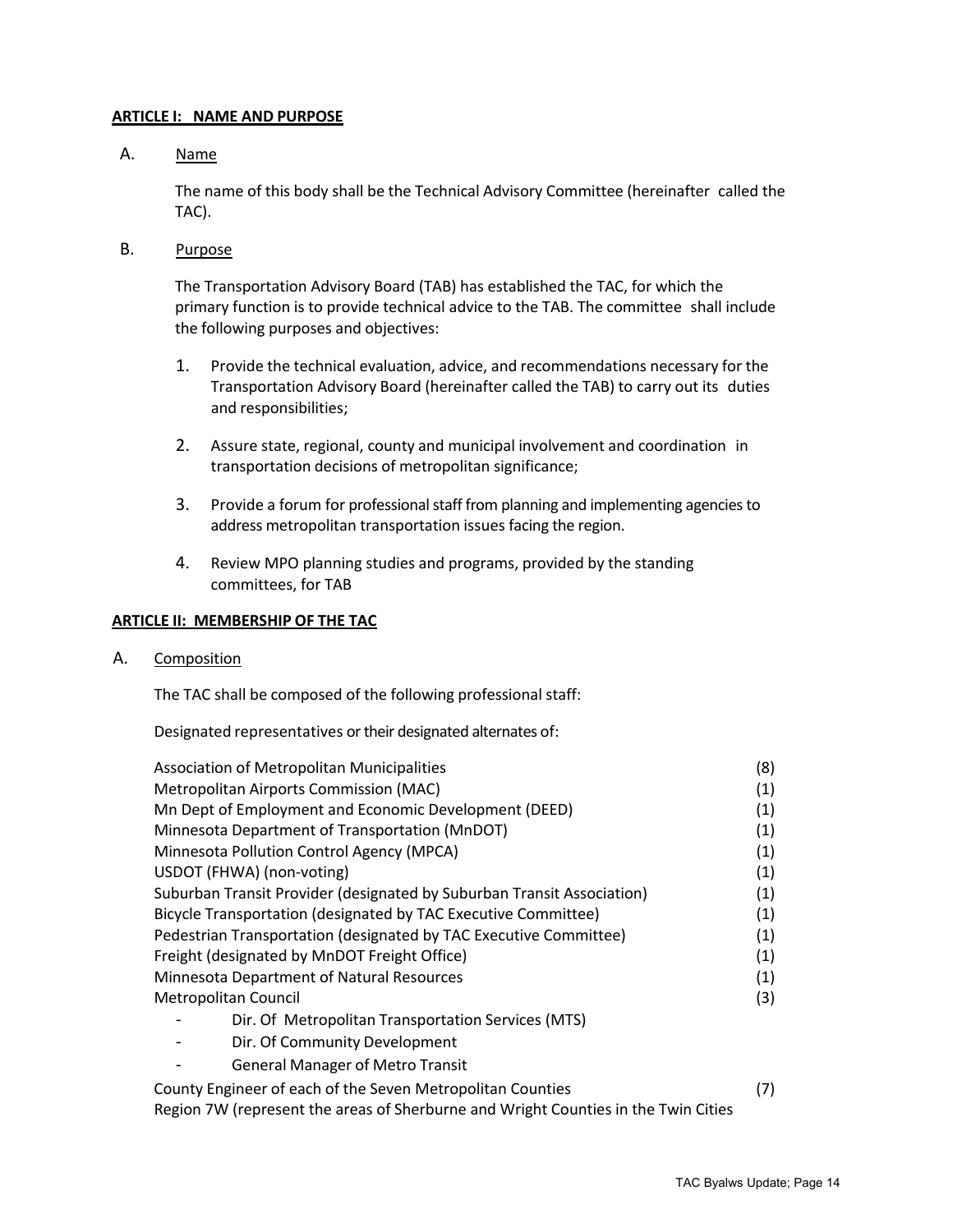**ARTICLE I: NAME AND PURPOSE**

A. Name

The name of this body shall be the Technical Advisory Committee (hereinafter called the TAC).

B. Purpose

The Transportation Advisory Board (TAB) has established the TAC, for which the primary function is to provide technical advice to the TAB. The committee shall include the following purposes and objectives:

1. Provide the technical evaluation, advice, and recommendations necessary for the Transportation Advisory Board (hereinafter called the TAB) to carry out its duties and responsibilities;
2. Assure state, regional, county and municipal involvement and coordination in transportation decisions of metropolitan significance;
3. Provide a forum for professional staff from planning and implementing agencies to address metropolitan transportation issues facing the region.
4. Review MPO planning studies and programs, provided by the standing committees, for TAB

**ARTICLE II: MEMBERSHIP OF THE TAC**

A. Composition

The TAC shall be composed of the following professional staff:

Designated representatives or their designated alternates of:

| | |
|---|---|
| Association of Metropolitan Municipalities | (8) |
| Metropolitan Airports Commission (MAC) | (1) |
| Mn Dept of Employment and Economic Development (DEED) | (1) |
| Minnesota Department of Transportation (MnDOT) | (1) |
| Minnesota Pollution Control Agency (MPCA) | (1) |
| USDOT (FHWA) (non-voting) | (1) |
| Suburban Transit Provider (designated by Suburban Transit Association) | (1) |
| Bicycle Transportation (designated by TAC Executive Committee) | (1) |
| Pedestrian Transportation (designated by TAC Executive Committee) | (1) |
| Freight (designated by MnDOT Freight Office) | (1) |
| Minnesota Department of Natural Resources | (1) |
| Metropolitan Council | (3) |
| - Dir. Of Metropolitan Transportation Services (MTS) | |
| - Dir. Of Community Development | |
| - General Manager of Metro Transit | |
| County Engineer of each of the Seven Metropolitan Counties | (7) |
| Region 7W (represent the areas of Sherburne and Wright Counties in the Twin Cities | |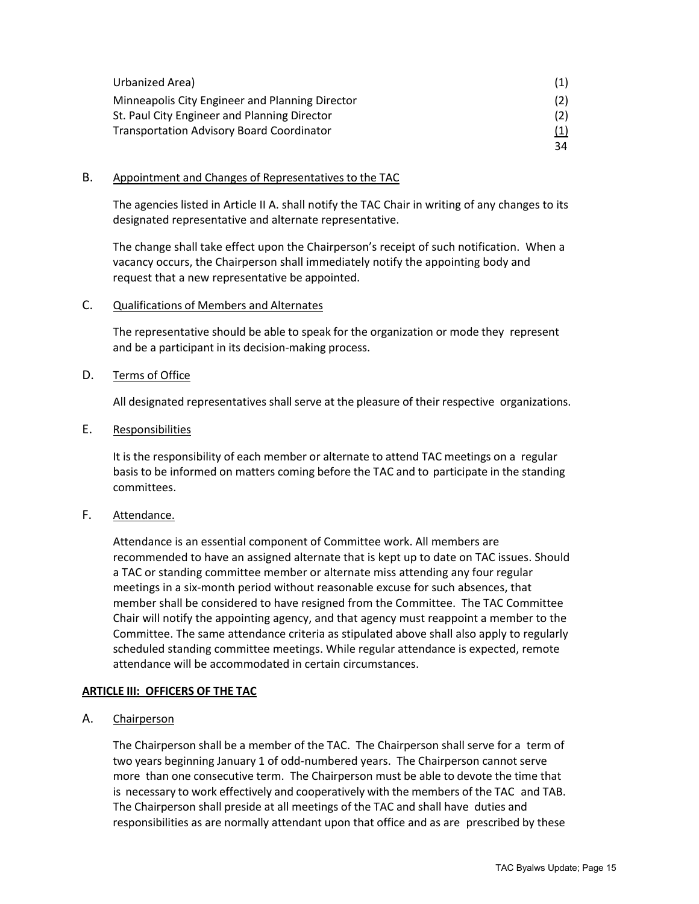| | |
|---|---|
| Urbanized Area) | (1) |
| Minneapolis City Engineer and Planning Director | (2) |
| St. Paul City Engineer and Planning Director | (2) |
| Transportation Advisory Board Coordinator | (1) |
| | 34 |

B. Appointment and Changes of Representatives to the TAC

The agencies listed in Article II A. shall notify the TAC Chair in writing of any changes to its designated representative and alternate representative.

The change shall take effect upon the Chairperson's receipt of such notification. When a vacancy occurs, the Chairperson shall immediately notify the appointing body and request that a new representative be appointed.

C. Qualifications of Members and Alternates

The representative should be able to speak for the organization or mode they represent and be a participant in its decision-making process.

D. Terms of Office

All designated representatives shall serve at the pleasure of their respective organizations.

E. Responsibilities

It is the responsibility of each member or alternate to attend TAC meetings on a regular basis to be informed on matters coming before the TAC and to participate in the standing committees.

F. Attendance.

Attendance is an essential component of Committee work. All members are recommended to have an assigned alternate that is kept up to date on TAC issues. Should a TAC or standing committee member or alternate miss attending any four regular meetings in a six-month period without reasonable excuse for such absences, that member shall be considered to have resigned from the Committee. The TAC Committee Chair will notify the appointing agency, and that agency must reappoint a member to the Committee. The same attendance criteria as stipulated above shall also apply to regularly scheduled standing committee meetings. While regular attendance is expected, remote attendance will be accommodated in certain circumstances.

**ARTICLE III: OFFICERS OF THE TAC**

A. Chairperson

The Chairperson shall be a member of the TAC. The Chairperson shall serve for a term of two years beginning January 1 of odd-numbered years. The Chairperson cannot serve more than one consecutive term. The Chairperson must be able to devote the time that is necessary to work effectively and cooperatively with the members of the TAC and TAB. The Chairperson shall preside at all meetings of the TAC and shall have duties and responsibilities as are normally attendant upon that office and as are prescribed by these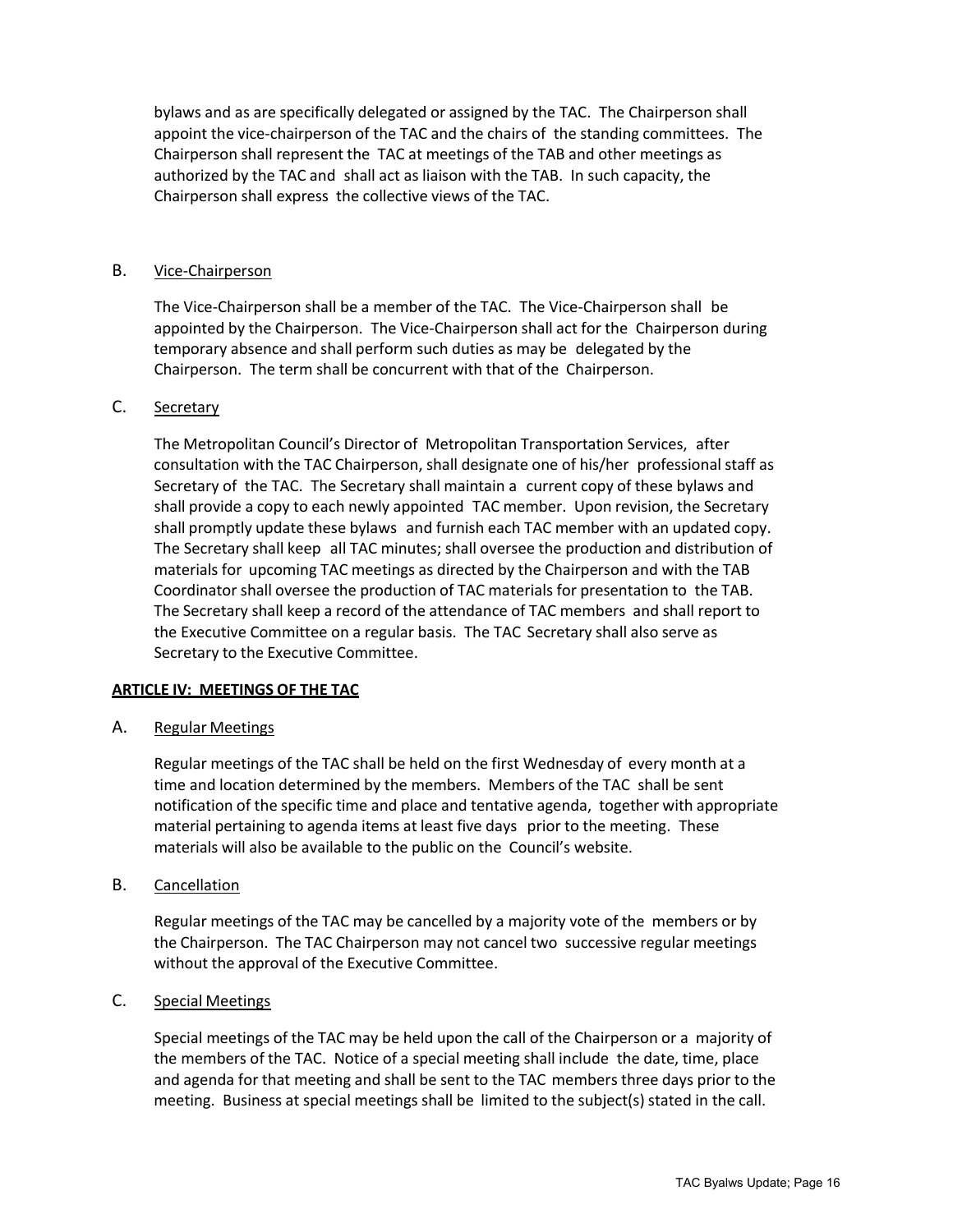bylaws and as are specifically delegated or assigned by the TAC. The Chairperson shall appoint the vice-chairperson of the TAC and the chairs of the standing committees. The Chairperson shall represent the TAC at meetings of the TAB and other meetings as authorized by the TAC and shall act as liaison with the TAB. In such capacity, the Chairperson shall express the collective views of the TAC.

B. Vice-Chairperson

The Vice-Chairperson shall be a member of the TAC. The Vice-Chairperson shall be appointed by the Chairperson. The Vice-Chairperson shall act for the Chairperson during temporary absence and shall perform such duties as may be delegated by the Chairperson. The term shall be concurrent with that of the Chairperson.

C. Secretary

The Metropolitan Council's Director of Metropolitan Transportation Services, after consultation with the TAC Chairperson, shall designate one of his/her professional staff as Secretary of the TAC. The Secretary shall maintain a current copy of these bylaws and shall provide a copy to each newly appointed TAC member. Upon revision, the Secretary shall promptly update these bylaws and furnish each TAC member with an updated copy. The Secretary shall keep all TAC minutes; shall oversee the production and distribution of materials for upcoming TAC meetings as directed by the Chairperson and with the TAB Coordinator shall oversee the production of TAC materials for presentation to the TAB. The Secretary shall keep a record of the attendance of TAC members and shall report to the Executive Committee on a regular basis. The TAC Secretary shall also serve as Secretary to the Executive Committee.

## ARTICLE IV: MEETINGS OF THE TAC

A. Regular Meetings

Regular meetings of the TAC shall be held on the first Wednesday of every month at a time and location determined by the members. Members of the TAC shall be sent notification of the specific time and place and tentative agenda, together with appropriate material pertaining to agenda items at least five days prior to the meeting. These materials will also be available to the public on the Council's website.

B. Cancellation

Regular meetings of the TAC may be cancelled by a majority vote of the members or by the Chairperson. The TAC Chairperson may not cancel two successive regular meetings without the approval of the Executive Committee.

C. Special Meetings

Special meetings of the TAC may be held upon the call of the Chairperson or a majority of the members of the TAC. Notice of a special meeting shall include the date, time, place and agenda for that meeting and shall be sent to the TAC members three days prior to the meeting. Business at special meetings shall be limited to the subject(s) stated in the call.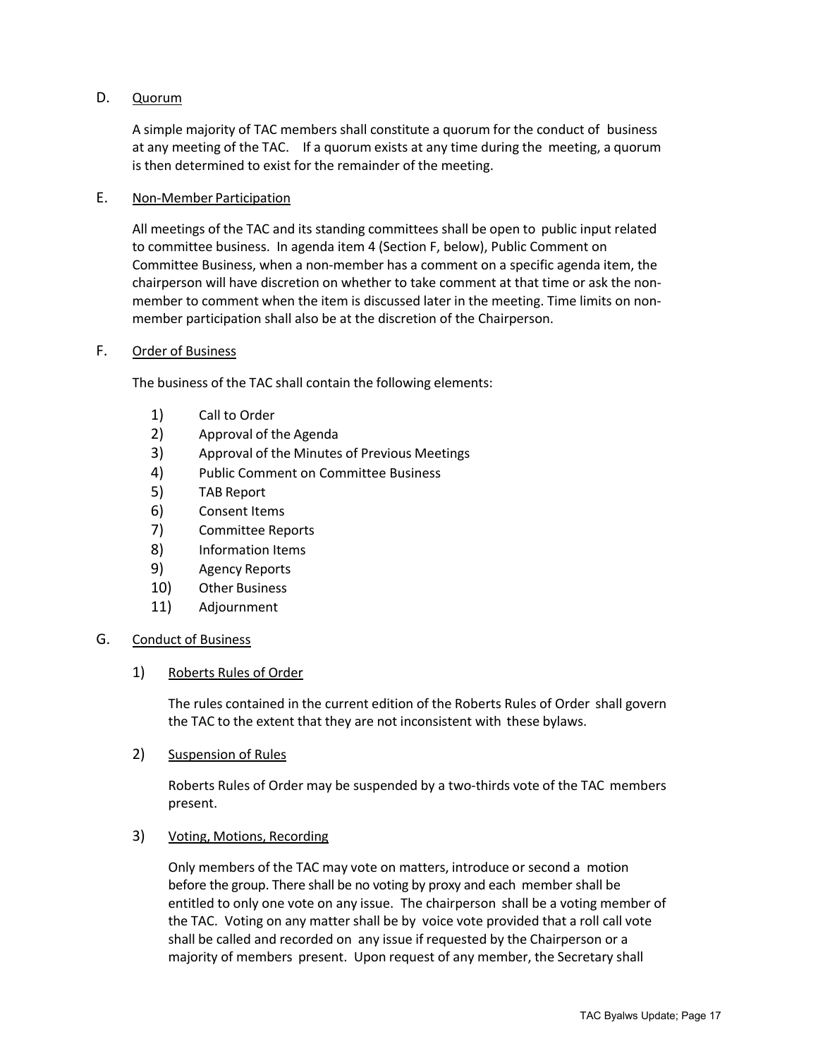## D. Quorum

A simple majority of TAC members shall constitute a quorum for the conduct of business at any meeting of the TAC. If a quorum exists at any time during the meeting, a quorum is then determined to exist for the remainder of the meeting.

## E. Non-Member Participation

All meetings of the TAC and its standing committees shall be open to public input related to committee business. In agenda item 4 (Section F, below), Public Comment on Committee Business, when a non-member has a comment on a specific agenda item, the chairperson will have discretion on whether to take comment at that time or ask the non-member to comment when the item is discussed later in the meeting. Time limits on non-member participation shall also be at the discretion of the Chairperson.

## F. Order of Business

The business of the TAC shall contain the following elements:

1) Call to Order
2) Approval of the Agenda
3) Approval of the Minutes of Previous Meetings
4) Public Comment on Committee Business
5) TAB Report
6) Consent Items
7) Committee Reports
8) Information Items
9) Agency Reports
10) Other Business
11) Adjournment

## G. Conduct of Business

### 1) Roberts Rules of Order

The rules contained in the current edition of the Roberts Rules of Order shall govern the TAC to the extent that they are not inconsistent with these bylaws.

### 2) Suspension of Rules

Roberts Rules of Order may be suspended by a two-thirds vote of the TAC members present.

### 3) Voting, Motions, Recording

Only members of the TAC may vote on matters, introduce or second a motion before the group. There shall be no voting by proxy and each member shall be entitled to only one vote on any issue. The chairperson shall be a voting member of the TAC. Voting on any matter shall be by voice vote provided that a roll call vote shall be called and recorded on any issue if requested by the Chairperson or a majority of members present. Upon request of any member, the Secretary shall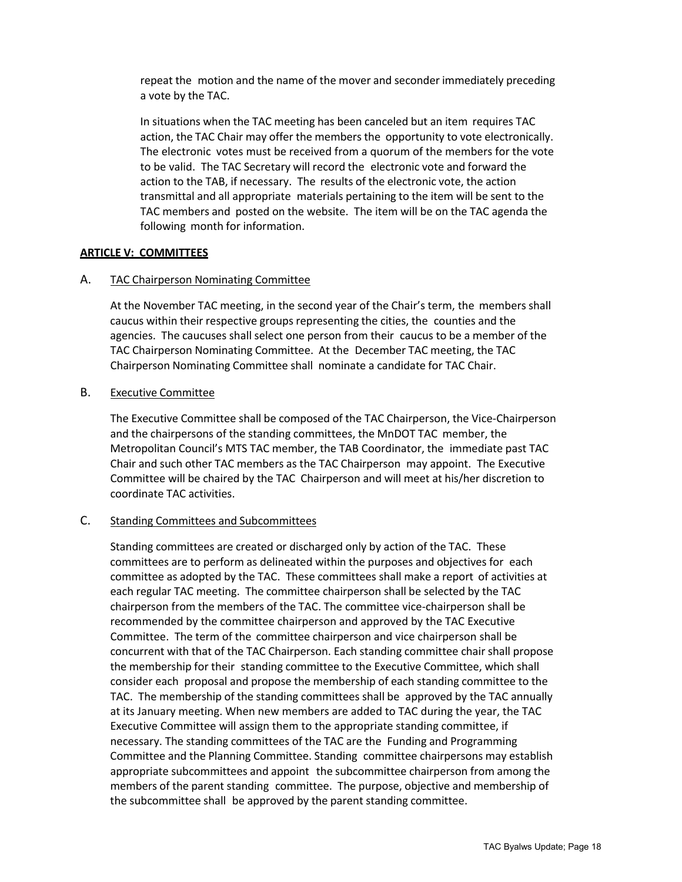repeat the motion and the name of the mover and seconder immediately preceding a vote by the TAC.

In situations when the TAC meeting has been canceled but an item requires TAC action, the TAC Chair may offer the members the opportunity to vote electronically. The electronic votes must be received from a quorum of the members for the vote to be valid. The TAC Secretary will record the electronic vote and forward the action to the TAB, if necessary. The results of the electronic vote, the action transmittal and all appropriate materials pertaining to the item will be sent to the TAC members and posted on the website. The item will be on the TAC agenda the following month for information.

## ARTICLE V: COMMITTEES

### A. TAC Chairperson Nominating Committee

At the November TAC meeting, in the second year of the Chair's term, the members shall caucus within their respective groups representing the cities, the counties and the agencies. The caucuses shall select one person from their caucus to be a member of the TAC Chairperson Nominating Committee. At the December TAC meeting, the TAC Chairperson Nominating Committee shall nominate a candidate for TAC Chair.

### B. Executive Committee

The Executive Committee shall be composed of the TAC Chairperson, the Vice-Chairperson and the chairpersons of the standing committees, the MnDOT TAC member, the Metropolitan Council's MTS TAC member, the TAB Coordinator, the immediate past TAC Chair and such other TAC members as the TAC Chairperson may appoint. The Executive Committee will be chaired by the TAC Chairperson and will meet at his/her discretion to coordinate TAC activities.

### C. Standing Committees and Subcommittees

Standing committees are created or discharged only by action of the TAC. These committees are to perform as delineated within the purposes and objectives for each committee as adopted by the TAC. These committees shall make a report of activities at each regular TAC meeting. The committee chairperson shall be selected by the TAC chairperson from the members of the TAC. The committee vice-chairperson shall be recommended by the committee chairperson and approved by the TAC Executive Committee. The term of the committee chairperson and vice chairperson shall be concurrent with that of the TAC Chairperson. Each standing committee chair shall propose the membership for their standing committee to the Executive Committee, which shall consider each proposal and propose the membership of each standing committee to the TAC. The membership of the standing committees shall be approved by the TAC annually at its January meeting. When new members are added to TAC during the year, the TAC Executive Committee will assign them to the appropriate standing committee, if necessary. The standing committees of the TAC are the Funding and Programming Committee and the Planning Committee. Standing committee chairpersons may establish appropriate subcommittees and appoint the subcommittee chairperson from among the members of the parent standing committee. The purpose, objective and membership of the subcommittee shall be approved by the parent standing committee.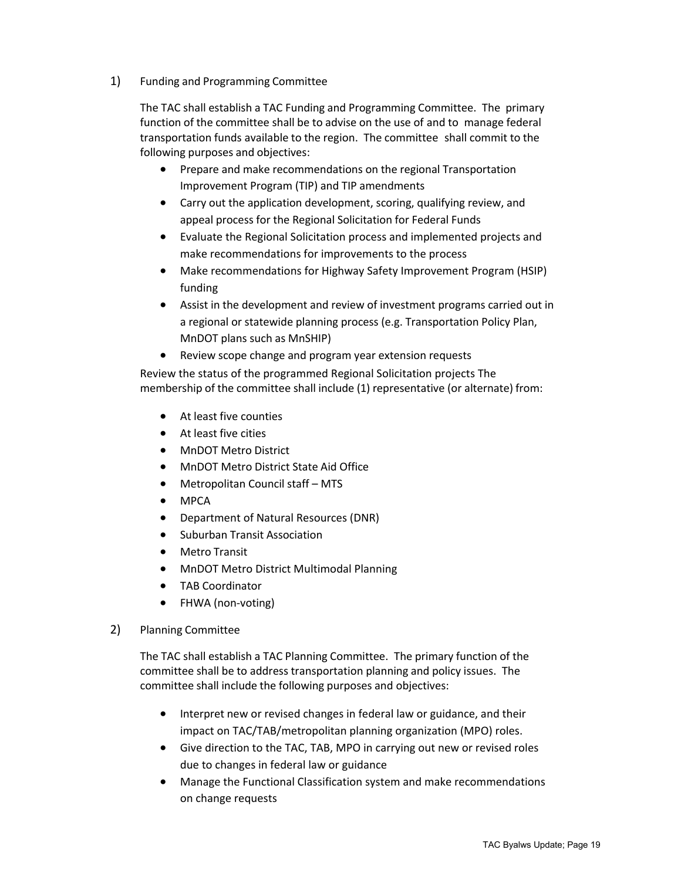1) Funding and Programming Committee

The TAC shall establish a TAC Funding and Programming Committee. The primary function of the committee shall be to advise on the use of and to manage federal transportation funds available to the region. The committee shall commit to the following purposes and objectives:

- Prepare and make recommendations on the regional Transportation Improvement Program (TIP) and TIP amendments
- Carry out the application development, scoring, qualifying review, and appeal process for the Regional Solicitation for Federal Funds
- Evaluate the Regional Solicitation process and implemented projects and make recommendations for improvements to the process
- Make recommendations for Highway Safety Improvement Program (HSIP) funding
- Assist in the development and review of investment programs carried out in a regional or statewide planning process (e.g. Transportation Policy Plan, MnDOT plans such as MnSHIP)
- Review scope change and program year extension requests

Review the status of the programmed Regional Solicitation projects The membership of the committee shall include (1) representative (or alternate) from:

- At least five counties
- At least five cities
- MnDOT Metro District
- MnDOT Metro District State Aid Office
- Metropolitan Council staff – MTS
- MPCA
- Department of Natural Resources (DNR)
- Suburban Transit Association
- Metro Transit
- MnDOT Metro District Multimodal Planning
- TAB Coordinator
- FHWA (non-voting)

2) Planning Committee

The TAC shall establish a TAC Planning Committee. The primary function of the committee shall be to address transportation planning and policy issues. The committee shall include the following purposes and objectives:

- Interpret new or revised changes in federal law or guidance, and their impact on TAC/TAB/metropolitan planning organization (MPO) roles.
- Give direction to the TAC, TAB, MPO in carrying out new or revised roles due to changes in federal law or guidance
- Manage the Functional Classification system and make recommendations on change requests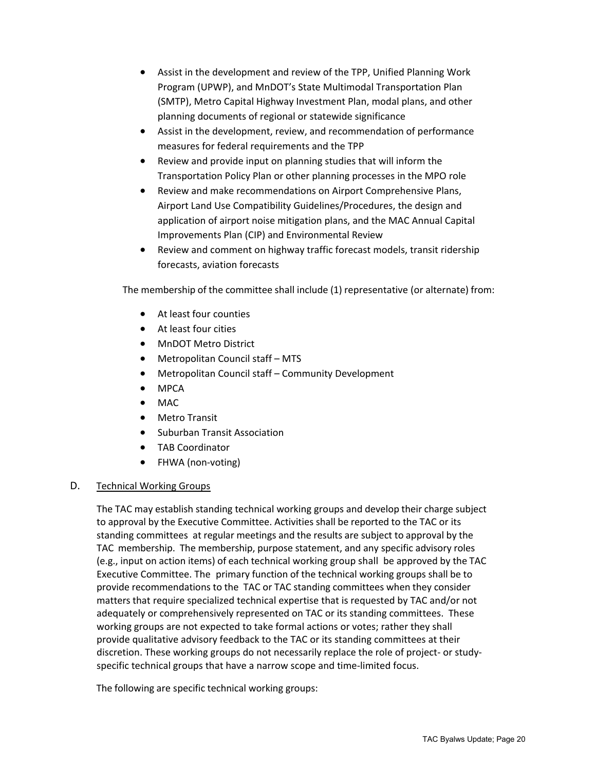- Assist in the development and review of the TPP, Unified Planning Work Program (UPWP), and MnDOT's State Multimodal Transportation Plan (SMTP), Metro Capital Highway Investment Plan, modal plans, and other planning documents of regional or statewide significance
- Assist in the development, review, and recommendation of performance measures for federal requirements and the TPP
- Review and provide input on planning studies that will inform the Transportation Policy Plan or other planning processes in the MPO role
- Review and make recommendations on Airport Comprehensive Plans, Airport Land Use Compatibility Guidelines/Procedures, the design and application of airport noise mitigation plans, and the MAC Annual Capital Improvements Plan (CIP) and Environmental Review
- Review and comment on highway traffic forecast models, transit ridership forecasts, aviation forecasts

The membership of the committee shall include (1) representative (or alternate) from:

- At least four counties
- At least four cities
- MnDOT Metro District
- Metropolitan Council staff – MTS
- Metropolitan Council staff – Community Development
- MPCA
- MAC
- Metro Transit
- Suburban Transit Association
- TAB Coordinator
- FHWA (non-voting)

### D. Technical Working Groups

The TAC may establish standing technical working groups and develop their charge subject to approval by the Executive Committee. Activities shall be reported to the TAC or its standing committees at regular meetings and the results are subject to approval by the TAC membership. The membership, purpose statement, and any specific advisory roles (e.g., input on action items) of each technical working group shall be approved by the TAC Executive Committee. The primary function of the technical working groups shall be to provide recommendations to the TAC or TAC standing committees when they consider matters that require specialized technical expertise that is requested by TAC and/or not adequately or comprehensively represented on TAC or its standing committees. These working groups are not expected to take formal actions or votes; rather they shall provide qualitative advisory feedback to the TAC or its standing committees at their discretion. These working groups do not necessarily replace the role of project- or study-specific technical groups that have a narrow scope and time-limited focus.

The following are specific technical working groups: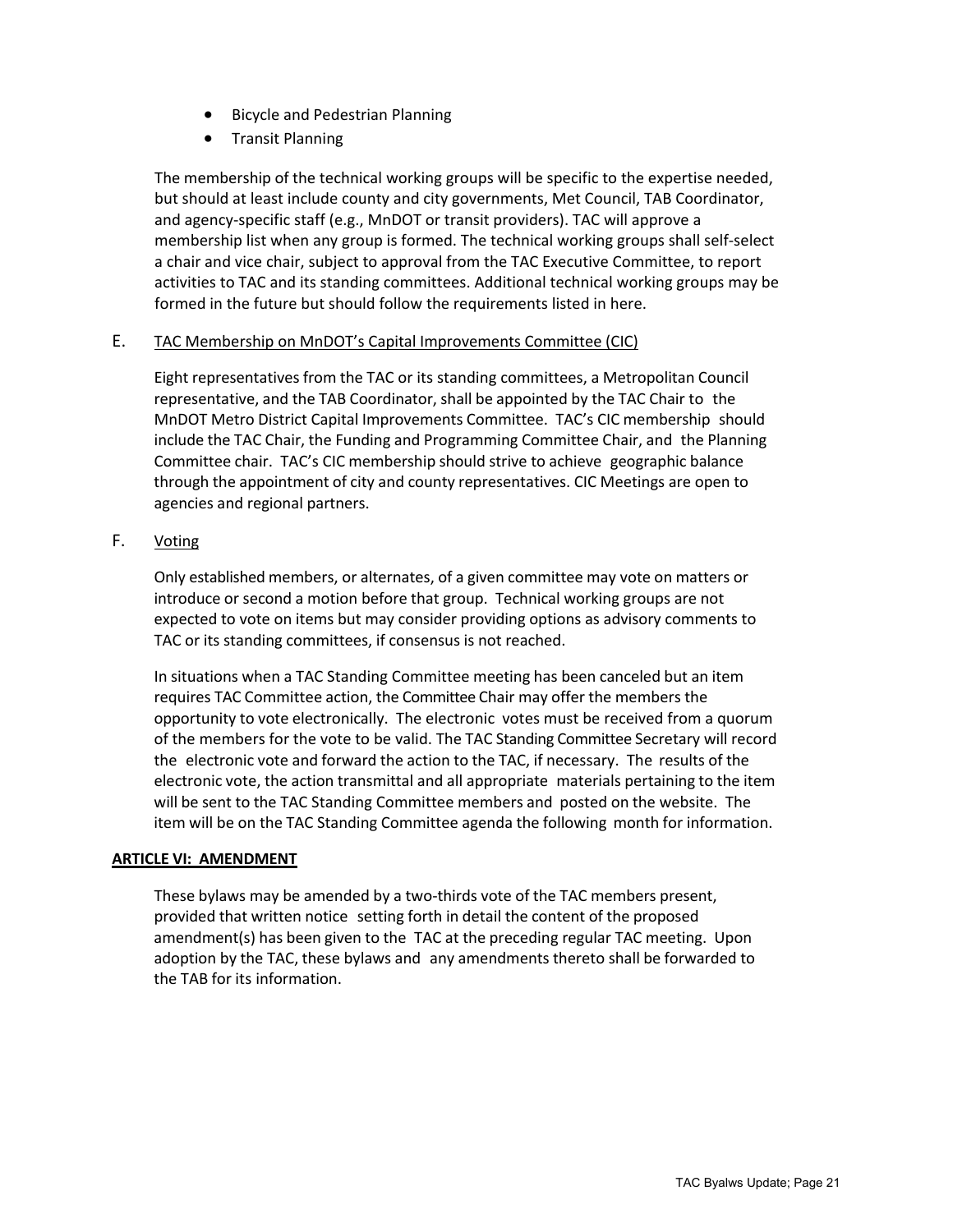- Bicycle and Pedestrian Planning
- Transit Planning

The membership of the technical working groups will be specific to the expertise needed, but should at least include county and city governments, Met Council, TAB Coordinator, and agency-specific staff (e.g., MnDOT or transit providers). TAC will approve a membership list when any group is formed. The technical working groups shall self-select a chair and vice chair, subject to approval from the TAC Executive Committee, to report activities to TAC and its standing committees. Additional technical working groups may be formed in the future but should follow the requirements listed in here.

E. TAC Membership on MnDOT's Capital Improvements Committee (CIC)

Eight representatives from the TAC or its standing committees, a Metropolitan Council representative, and the TAB Coordinator, shall be appointed by the TAC Chair to the MnDOT Metro District Capital Improvements Committee. TAC's CIC membership should include the TAC Chair, the Funding and Programming Committee Chair, and the Planning Committee chair. TAC's CIC membership should strive to achieve geographic balance through the appointment of city and county representatives. CIC Meetings are open to agencies and regional partners.

F. Voting

Only established members, or alternates, of a given committee may vote on matters or introduce or second a motion before that group. Technical working groups are not expected to vote on items but may consider providing options as advisory comments to TAC or its standing committees, if consensus is not reached.

In situations when a TAC Standing Committee meeting has been canceled but an item requires TAC Committee action, the Committee Chair may offer the members the opportunity to vote electronically. The electronic votes must be received from a quorum of the members for the vote to be valid. The TAC Standing Committee Secretary will record the electronic vote and forward the action to the TAC, if necessary. The results of the electronic vote, the action transmittal and all appropriate materials pertaining to the item will be sent to the TAC Standing Committee members and posted on the website. The item will be on the TAC Standing Committee agenda the following month for information.

**ARTICLE VI: AMENDMENT**

These bylaws may be amended by a two-thirds vote of the TAC members present, provided that written notice setting forth in detail the content of the proposed amendment(s) has been given to the TAC at the preceding regular TAC meeting. Upon adoption by the TAC, these bylaws and any amendments thereto shall be forwarded to the TAB for its information.